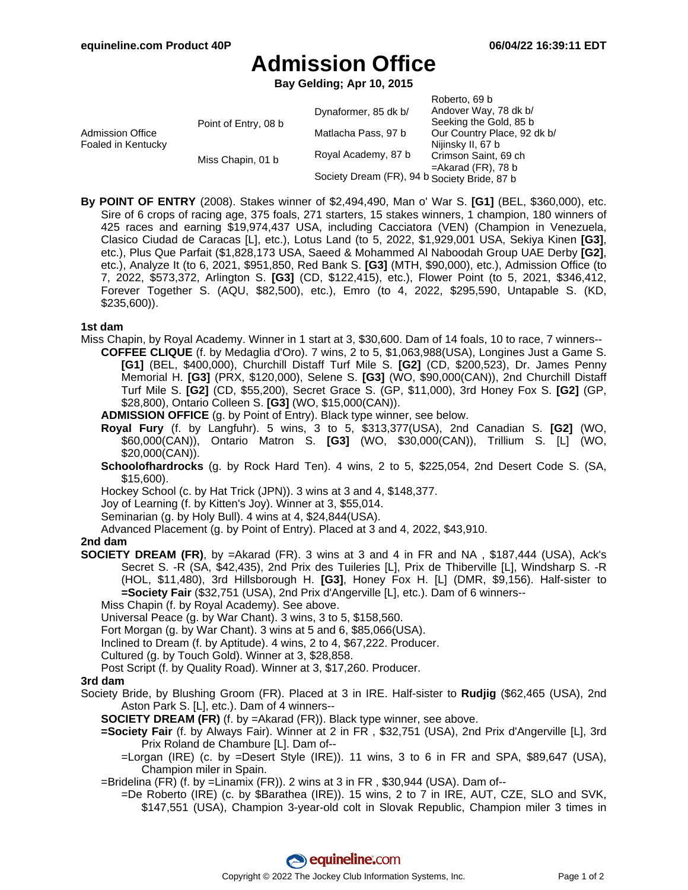# Admission Office

**Bay Gelding; Apr 10, 2015**

| | | | |
|---|---|---|---|
| Admission Office Foaled in Kentucky | Point of Entry, 08 b | Dynaformer, 85 dk b/ | Roberto, 69 b |
| | | | Andover Way, 78 dk b/ |
| | | Matlacha Pass, 97 b | Seeking the Gold, 85 b |
| | | | Our Country Place, 92 dk b/ |
| | Miss Chapin, 01 b | Royal Academy, 87 b | Nijinsky II, 67 b |
| | | | Crimson Saint, 69 ch |
| | | Society Dream (FR), 94 b | =Akarad (FR), 78 b |
| | | | Society Bride, 87 b |

**By POINT OF ENTRY** (2008). Stakes winner of $2,494,490, Man o' War S. **[G1]** (BEL, $360,000), etc. Sire of 6 crops of racing age, 375 foals, 271 starters, 15 stakes winners, 1 champion, 180 winners of 425 races and earning $19,974,437 USA, including Cacciatora (VEN) (Champion in Venezuela, Clasico Ciudad de Caracas [L], etc.), Lotus Land (to 5, 2022, $1,929,001 USA, Sekiya Kinen **[G3]**, etc.), Plus Que Parfait ($1,828,173 USA, Saeed & Mohammed Al Naboodah Group UAE Derby **[G2]**, etc.), Analyze It (to 6, 2021, $951,850, Red Bank S. **[G3]** (MTH, $90,000), etc.), Admission Office (to 7, 2022, $573,372, Arlington S. **[G3]** (CD, $122,415), etc.), Flower Point (to 5, 2021, $346,412, Forever Together S. (AQU, $82,500), etc.), Emro (to 4, 2022, $295,590, Untapable S. (KD, $235,600)).

### 1st dam

Miss Chapin, by Royal Academy. Winner in 1 start at 3, $30,600. Dam of 14 foals, 10 to race, 7 winners--

- **COFFEE CLIQUE** (f. by Medaglia d'Oro). 7 wins, 2 to 5, $1,063,988(USA), Longines Just a Game S. **[G1]** (BEL, $400,000), Churchill Distaff Turf Mile S. **[G2]** (CD, $200,523), Dr. James Penny Memorial H. **[G3]** (PRX, $120,000), Selene S. **[G3]** (WO, $90,000(CAN)), 2nd Churchill Distaff Turf Mile S. **[G2]** (CD, $55,200), Secret Grace S. (GP, $11,000), 3rd Honey Fox S. **[G2]** (GP, $28,800), Ontario Colleen S. **[G3]** (WO, $15,000(CAN)).
- **ADMISSION OFFICE** (g. by Point of Entry). Black type winner, see below.
- **Royal Fury** (f. by Langfuhr). 5 wins, 3 to 5, $313,377(USA), 2nd Canadian S. **[G2]** (WO, $60,000(CAN)), Ontario Matron S. **[G3]** (WO, $30,000(CAN)), Trillium S. [L] (WO, $20,000(CAN)).
- **Schoolofhardrocks** (g. by Rock Hard Ten). 4 wins, 2 to 5, $225,054, 2nd Desert Code S. (SA, $15,600).
- Hockey School (c. by Hat Trick (JPN)). 3 wins at 3 and 4, $148,377.
- Joy of Learning (f. by Kitten's Joy). Winner at 3, $55,014.
- Seminarian (g. by Holy Bull). 4 wins at 4, $24,844(USA).
- Advanced Placement (g. by Point of Entry). Placed at 3 and 4, 2022, $43,910.

### 2nd dam

**SOCIETY DREAM (FR)**, by =Akarad (FR). 3 wins at 3 and 4 in FR and NA , $187,444 (USA), Ack's Secret S. -R (SA, $42,435), 2nd Prix des Tuileries [L], Prix de Thiberville [L], Windsharp S. -R (HOL, $11,480), 3rd Hillsborough H. **[G3]**, Honey Fox H. [L] (DMR, $9,156). Half-sister to **=Society Fair** ($32,751 (USA), 2nd Prix d'Angerville [L], etc.). Dam of 6 winners--

- Miss Chapin (f. by Royal Academy). See above.
- Universal Peace (g. by War Chant). 3 wins, 3 to 5, $158,560.
- Fort Morgan (g. by War Chant). 3 wins at 5 and 6, $85,066(USA).
- Inclined to Dream (f. by Aptitude). 4 wins, 2 to 4, $67,222. Producer.
- Cultured (g. by Touch Gold). Winner at 3, $28,858.
- Post Script (f. by Quality Road). Winner at 3, $17,260. Producer.

### 3rd dam

Society Bride, by Blushing Groom (FR). Placed at 3 in IRE. Half-sister to **Rudjig** ($62,465 (USA), 2nd Aston Park S. [L], etc.). Dam of 4 winners--

- **SOCIETY DREAM (FR)** (f. by =Akarad (FR)). Black type winner, see above.
- **=Society Fair** (f. by Always Fair). Winner at 2 in FR , $32,751 (USA), 2nd Prix d'Angerville [L], 3rd Prix Roland de Chambure [L]. Dam of--
  - =Lorgan (IRE) (c. by =Desert Style (IRE)). 11 wins, 3 to 6 in FR and SPA, $89,647 (USA), Champion miler in Spain.
- =Bridelina (FR) (f. by =Linamix (FR)). 2 wins at 3 in FR , $30,944 (USA). Dam of--
  - =De Roberto (IRE) (c. by $Barathea (IRE)). 15 wins, 2 to 7 in IRE, AUT, CZE, SLO and SVK, $147,551 (USA), Champion 3-year-old colt in Slovak Republic, Champion miler 3 times in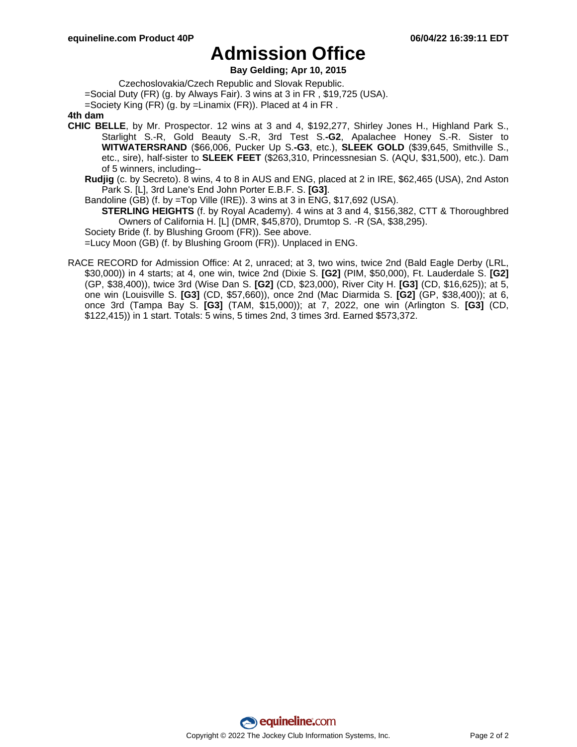# Admission Office

**Bay Gelding; Apr 10, 2015**

Czechoslovakia/Czech Republic and Slovak Republic.

=Social Duty (FR) (g. by Always Fair). 3 wins at 3 in FR , $19,725 (USA).

=Society King (FR) (g. by =Linamix (FR)). Placed at 4 in FR .

**4th dam**

**CHIC BELLE**, by Mr. Prospector. 12 wins at 3 and 4, $192,277, Shirley Jones H., Highland Park S., Starlight S.-R, Gold Beauty S.-R, 3rd Test S.**-G2**, Apalachee Honey S.-R. Sister to **WITWATERSRAND** ($66,006, Pucker Up S.**-G3**, etc.), **SLEEK GOLD** ($39,645, Smithville S., etc., sire), half-sister to **SLEEK FEET** ($263,310, Princessnesian S. (AQU, $31,500), etc.). Dam of 5 winners, including--

**Rudjig** (c. by Secreto). 8 wins, 4 to 8 in AUS and ENG, placed at 2 in IRE, $62,465 (USA), 2nd Aston Park S. [L], 3rd Lane's End John Porter E.B.F. S. **[G3]**.

Bandoline (GB) (f. by =Top Ville (IRE)). 3 wins at 3 in ENG, $17,692 (USA).

**STERLING HEIGHTS** (f. by Royal Academy). 4 wins at 3 and 4, $156,382, CTT & Thoroughbred Owners of California H. [L] (DMR, $45,870), Drumtop S. -R (SA, $38,295).

Society Bride (f. by Blushing Groom (FR)). See above.

=Lucy Moon (GB) (f. by Blushing Groom (FR)). Unplaced in ENG.

RACE RECORD for Admission Office: At 2, unraced; at 3, two wins, twice 2nd (Bald Eagle Derby (LRL, $30,000)) in 4 starts; at 4, one win, twice 2nd (Dixie S. **[G2]** (PIM, $50,000), Ft. Lauderdale S. **[G2]** (GP, $38,400)), twice 3rd (Wise Dan S. **[G2]** (CD, $23,000), River City H. **[G3]** (CD, $16,625)); at 5, one win (Louisville S. **[G3]** (CD, $57,660)), once 2nd (Mac Diarmida S. **[G2]** (GP, $38,400)); at 6, once 3rd (Tampa Bay S. **[G3]** (TAM, $15,000)); at 7, 2022, one win (Arlington S. **[G3]** (CD, $122,415)) in 1 start. Totals: 5 wins, 5 times 2nd, 3 times 3rd. Earned $573,372.